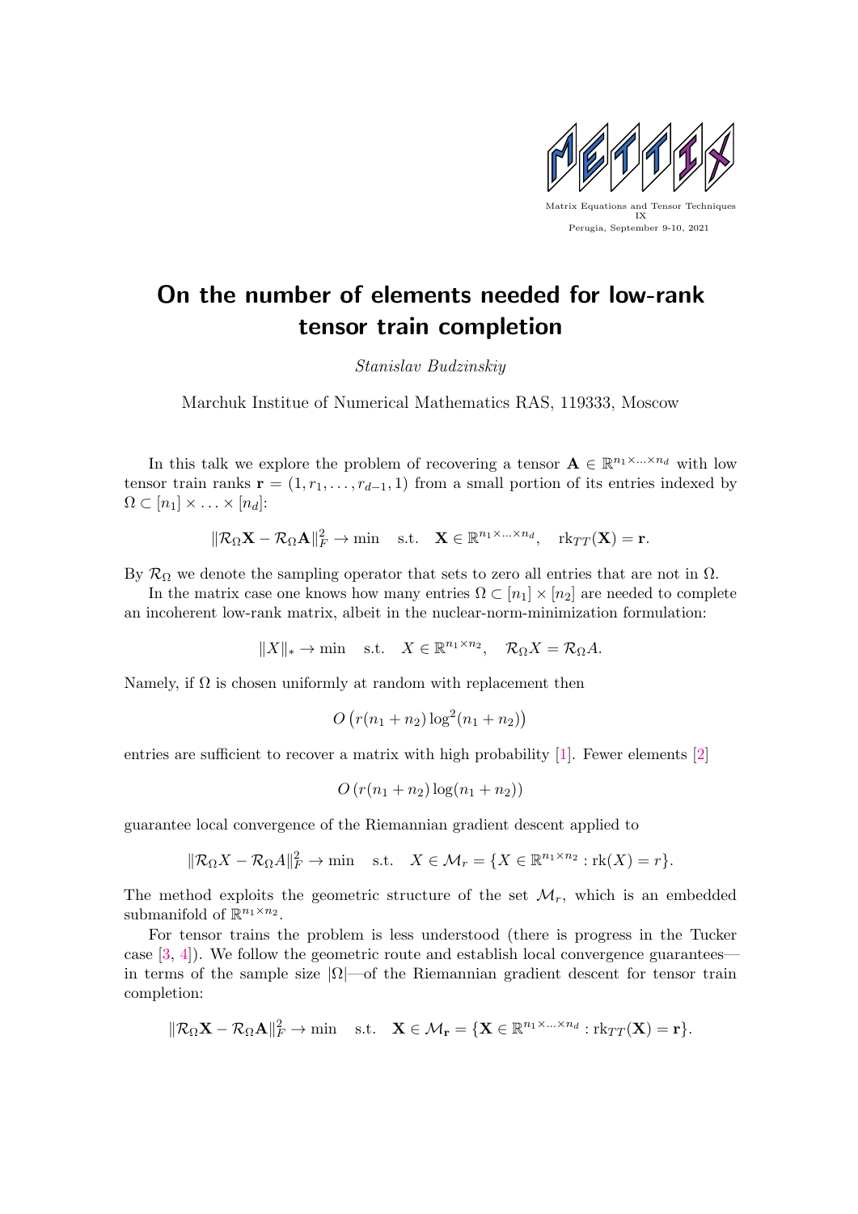Matrix Equations and Tensor Techniques IX
Perugia, September 9-10, 2021

# On the number of elements needed for low-rank tensor train completion

*Stanislav Budzinskiy*

Marchuk Institue of Numerical Mathematics RAS, 119333, Moscow

In this talk we explore the problem of recovering a tensor $\mathbf{A} \in \mathbb{R}^{n_1 \times \ldots \times n_d}$ with low tensor train ranks $\mathbf{r} = (1, r_1, \ldots, r_{d-1}, 1)$ from a small portion of its entries indexed by $\Omega \subset [n_1] \times \ldots \times [n_d]$:

$$\|\mathcal{R}_\Omega \mathbf{X} - \mathcal{R}_\Omega \mathbf{A}\|_F^2 \to \min \quad \text{s.t.} \quad \mathbf{X} \in \mathbb{R}^{n_1 \times \ldots \times n_d}, \quad \text{rk}_{TT}(\mathbf{X}) = \mathbf{r}.$$

By $\mathcal{R}_\Omega$ we denote the sampling operator that sets to zero all entries that are not in $\Omega$.

In the matrix case one knows how many entries $\Omega \subset [n_1] \times [n_2]$ are needed to complete an incoherent low-rank matrix, albeit in the nuclear-norm-minimization formulation:

$$\|X\|_* \to \min \quad \text{s.t.} \quad X \in \mathbb{R}^{n_1 \times n_2}, \quad \mathcal{R}_\Omega X = \mathcal{R}_\Omega A.$$

Namely, if $\Omega$ is chosen uniformly at random with replacement then

$$O\left(r(n_1 + n_2)\log^2(n_1 + n_2)\right)$$

entries are sufficient to recover a matrix with high probability [1]. Fewer elements [2]

$$O\left(r(n_1 + n_2)\log(n_1 + n_2)\right)$$

guarantee local convergence of the Riemannian gradient descent applied to

$$\|\mathcal{R}_\Omega X - \mathcal{R}_\Omega A\|_F^2 \to \min \quad \text{s.t.} \quad X \in \mathcal{M}_r = \{X \in \mathbb{R}^{n_1 \times n_2} : \text{rk}(X) = r\}.$$

The method exploits the geometric structure of the set $\mathcal{M}_r$, which is an embedded submanifold of $\mathbb{R}^{n_1 \times n_2}$.

For tensor trains the problem is less understood (there is progress in the Tucker case [3, 4]). We follow the geometric route and establish local convergence guarantees—in terms of the sample size $|\Omega|$—of the Riemannian gradient descent for tensor train completion:

$$\|\mathcal{R}_\Omega \mathbf{X} - \mathcal{R}_\Omega \mathbf{A}\|_F^2 \to \min \quad \text{s.t.} \quad \mathbf{X} \in \mathcal{M}_\mathbf{r} = \{\mathbf{X} \in \mathbb{R}^{n_1 \times \ldots \times n_d} : \text{rk}_{TT}(\mathbf{X}) = \mathbf{r}\}.$$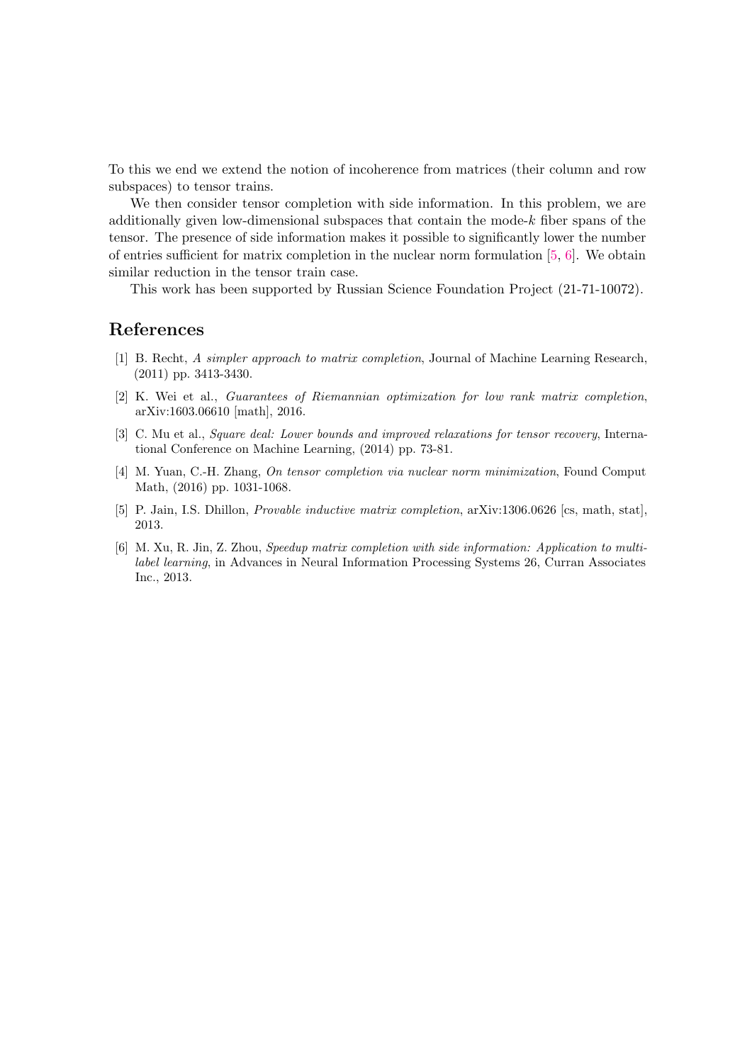To this we end we extend the notion of incoherence from matrices (their column and row subspaces) to tensor trains.

We then consider tensor completion with side information. In this problem, we are additionally given low-dimensional subspaces that contain the mode-$k$ fiber spans of the tensor. The presence of side information makes it possible to significantly lower the number of entries sufficient for matrix completion in the nuclear norm formulation [5, 6]. We obtain similar reduction in the tensor train case.

This work has been supported by Russian Science Foundation Project (21-71-10072).

## References

[1] B. Recht, *A simpler approach to matrix completion*, Journal of Machine Learning Research, (2011) pp. 3413-3430.

[2] K. Wei et al., *Guarantees of Riemannian optimization for low rank matrix completion*, arXiv:1603.06610 [math], 2016.

[3] C. Mu et al., *Square deal: Lower bounds and improved relaxations for tensor recovery*, International Conference on Machine Learning, (2014) pp. 73-81.

[4] M. Yuan, C.-H. Zhang, *On tensor completion via nuclear norm minimization*, Found Comput Math, (2016) pp. 1031-1068.

[5] P. Jain, I.S. Dhillon, *Provable inductive matrix completion*, arXiv:1306.0626 [cs, math, stat], 2013.

[6] M. Xu, R. Jin, Z. Zhou, *Speedup matrix completion with side information: Application to multi-label learning*, in Advances in Neural Information Processing Systems 26, Curran Associates Inc., 2013.